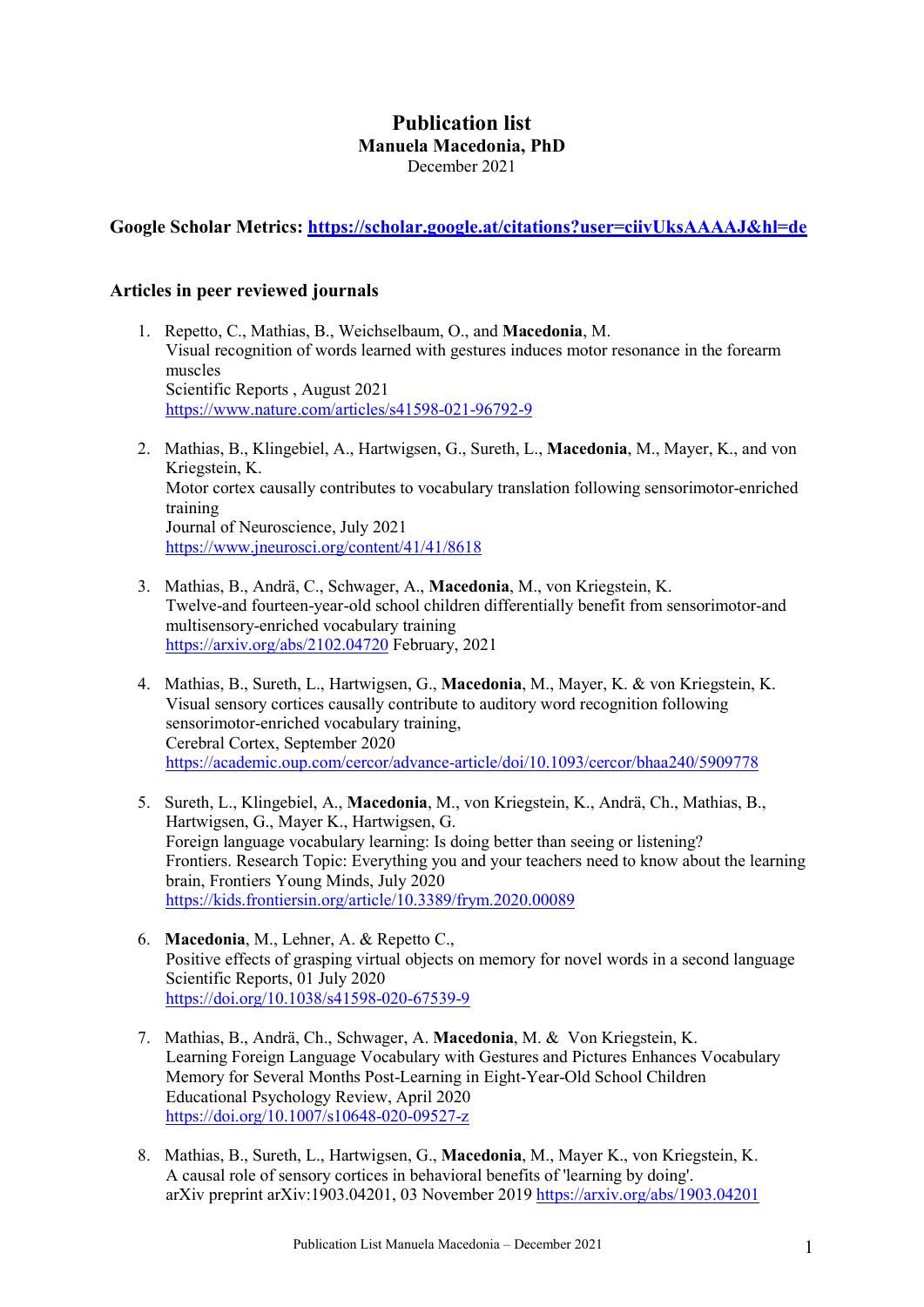# Publication list

**Manuela Macedonia, PhD**

December 2021

**Google Scholar Metrics: https://scholar.google.at/citations?user=ciivUksAAAAJ&hl=de**

## Articles in peer reviewed journals

1. Repetto, C., Mathias, B., Weichselbaum, O., and **Macedonia**, M.
   Visual recognition of words learned with gestures induces motor resonance in the forearm muscles
   Scientific Reports , August 2021
   https://www.nature.com/articles/s41598-021-96792-9

2. Mathias, B., Klingebiel, A., Hartwigsen, G., Sureth, L., **Macedonia**, M., Mayer, K., and von Kriegstein, K.
   Motor cortex causally contributes to vocabulary translation following sensorimotor-enriched training
   Journal of Neuroscience, July 2021
   https://www.jneurosci.org/content/41/41/8618

3. Mathias, B., Andrä, C., Schwager, A., **Macedonia**, M., von Kriegstein, K.
   Twelve-and fourteen-year-old school children differentially benefit from sensorimotor-and multisensory-enriched vocabulary training
   https://arxiv.org/abs/2102.04720 February, 2021

4. Mathias, B., Sureth, L., Hartwigsen, G., **Macedonia**, M., Mayer, K. & von Kriegstein, K.
   Visual sensory cortices causally contribute to auditory word recognition following sensorimotor-enriched vocabulary training,
   Cerebral Cortex, September 2020
   https://academic.oup.com/cercor/advance-article/doi/10.1093/cercor/bhaa240/5909778

5. Sureth, L., Klingebiel, A., **Macedonia**, M., von Kriegstein, K., Andrä, Ch., Mathias, B., Hartwigsen, G., Mayer K., Hartwigsen, G.
   Foreign language vocabulary learning: Is doing better than seeing or listening?
   Frontiers. Research Topic: Everything you and your teachers need to know about the learning brain, Frontiers Young Minds, July 2020
   https://kids.frontiersin.org/article/10.3389/frym.2020.00089

6. **Macedonia**, M., Lehner, A. & Repetto C.,
   Positive effects of grasping virtual objects on memory for novel words in a second language
   Scientific Reports, 01 July 2020
   https://doi.org/10.1038/s41598-020-67539-9

7. Mathias, B., Andrä, Ch., Schwager, A. **Macedonia**, M. & Von Kriegstein, K.
   Learning Foreign Language Vocabulary with Gestures and Pictures Enhances Vocabulary Memory for Several Months Post-Learning in Eight-Year-Old School Children
   Educational Psychology Review, April 2020
   https://doi.org/10.1007/s10648-020-09527-z

8. Mathias, B., Sureth, L., Hartwigsen, G., **Macedonia**, M., Mayer K., von Kriegstein, K.
   A causal role of sensory cortices in behavioral benefits of 'learning by doing'.
   arXiv preprint arXiv:1903.04201, 03 November 2019 https://arxiv.org/abs/1903.04201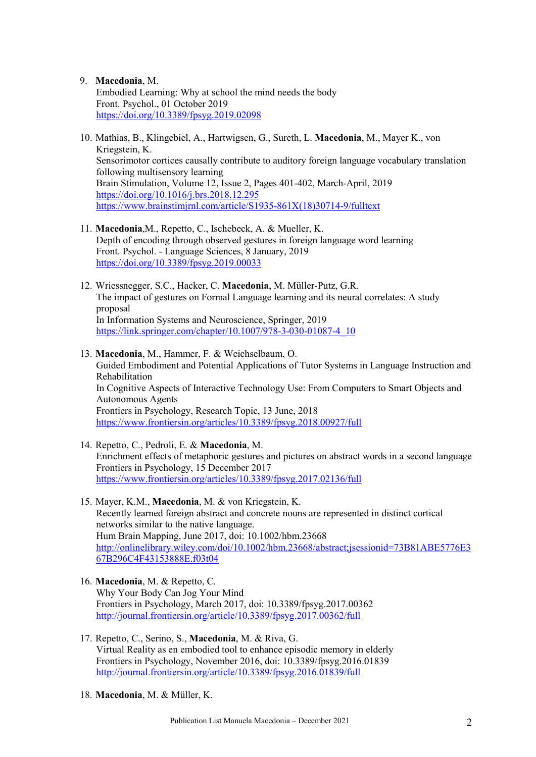9. **Macedonia**, M.
   Embodied Learning: Why at school the mind needs the body
   Front. Psychol., 01 October 2019
   https://doi.org/10.3389/fpsyg.2019.02098

10. Mathias, B., Klingebiel, A., Hartwigsen, G., Sureth, L. **Macedonia**, M., Mayer K., von Kriegstein, K.
    Sensorimotor cortices causally contribute to auditory foreign language vocabulary translation following multisensory learning
    Brain Stimulation, Volume 12, Issue 2, Pages 401-402, March-April, 2019
    https://doi.org/10.1016/j.brs.2018.12.295
    https://www.brainstimjrnl.com/article/S1935-861X(18)30714-9/fulltext

11. **Macedonia**,M., Repetto, C., Ischebeck, A. & Mueller, K.
    Depth of encoding through observed gestures in foreign language word learning
    Front. Psychol. - Language Sciences, 8 January, 2019
    https://doi.org/10.3389/fpsyg.2019.00033

12. Wriessnegger, S.C., Hacker, C. **Macedonia**, M. Müller-Putz, G.R.
    The impact of gestures on Formal Language learning and its neural correlates: A study proposal
    In Information Systems and Neuroscience, Springer, 2019
    https://link.springer.com/chapter/10.1007/978-3-030-01087-4_10

13. **Macedonia**, M., Hammer, F. & Weichselbaum, O.
    Guided Embodiment and Potential Applications of Tutor Systems in Language Instruction and Rehabilitation
    In Cognitive Aspects of Interactive Technology Use: From Computers to Smart Objects and Autonomous Agents
    Frontiers in Psychology, Research Topic, 13 June, 2018
    https://www.frontiersin.org/articles/10.3389/fpsyg.2018.00927/full

14. Repetto, C., Pedroli, E. & **Macedonia**, M.
    Enrichment effects of metaphoric gestures and pictures on abstract words in a second language
    Frontiers in Psychology, 15 December 2017
    https://www.frontiersin.org/articles/10.3389/fpsyg.2017.02136/full

15. Mayer, K.M., **Macedonia**, M. & von Kriegstein, K.
    Recently learned foreign abstract and concrete nouns are represented in distinct cortical networks similar to the native language.
    Hum Brain Mapping, June 2017, doi: 10.1002/hbm.23668
    http://onlinelibrary.wiley.com/doi/10.1002/hbm.23668/abstract;jsessionid=73B81ABE5776E367B296C4F43153888E.f03t04

16. **Macedonia**, M. & Repetto, C.
    Why Your Body Can Jog Your Mind
    Frontiers in Psychology, March 2017, doi: 10.3389/fpsyg.2017.00362
    http://journal.frontiersin.org/article/10.3389/fpsyg.2017.00362/full

17. Repetto, C., Serino, S., **Macedonia**, M. & Riva, G.
    Virtual Reality as en embodied tool to enhance episodic memory in elderly
    Frontiers in Psychology, November 2016, doi: 10.3389/fpsyg.2016.01839
    http://journal.frontiersin.org/article/10.3389/fpsyg.2016.01839/full

18. **Macedonia**, M. & Müller, K.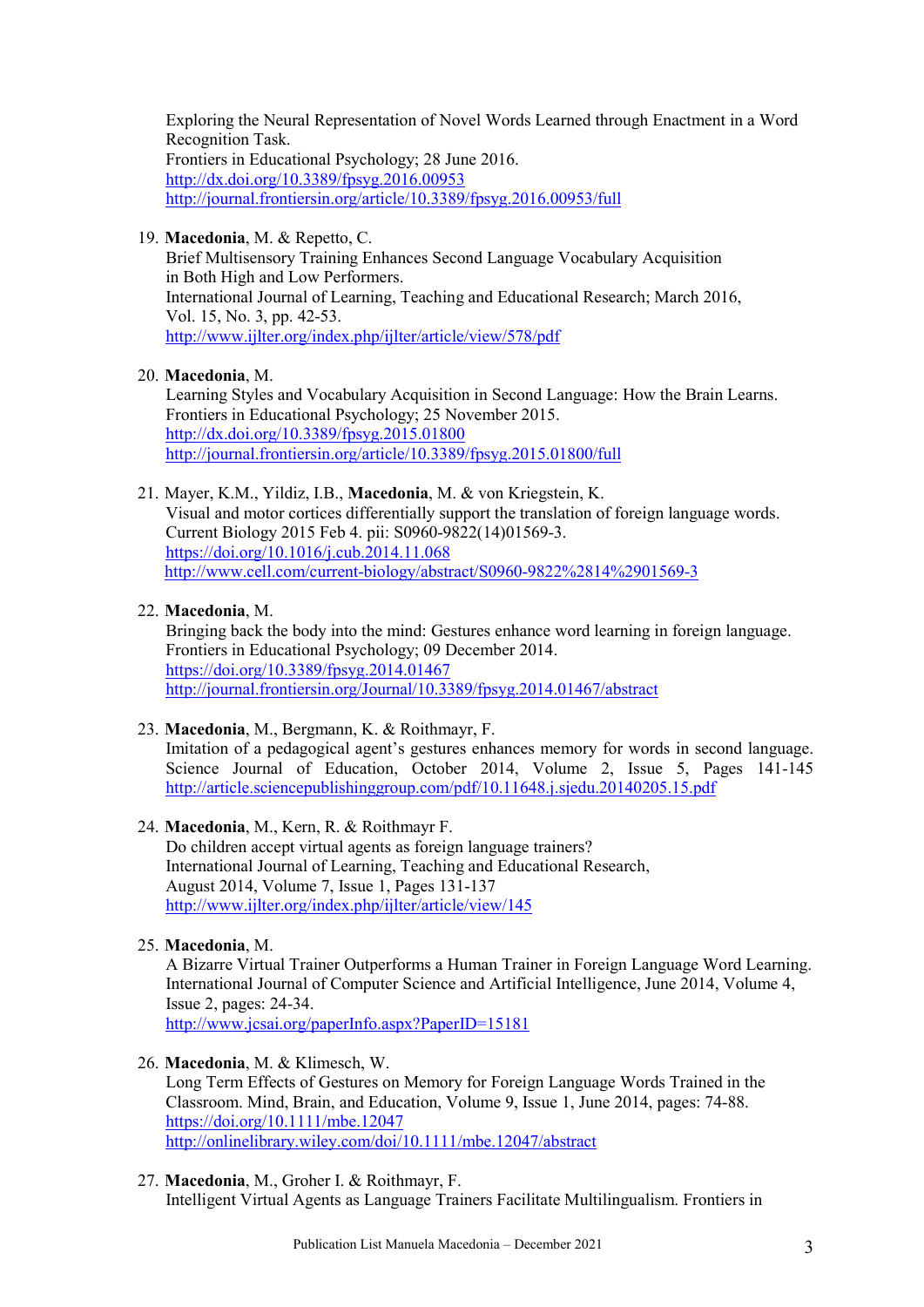Exploring the Neural Representation of Novel Words Learned through Enactment in a Word Recognition Task.
Frontiers in Educational Psychology; 28 June 2016.
http://dx.doi.org/10.3389/fpsyg.2016.00953
http://journal.frontiersin.org/article/10.3389/fpsyg.2016.00953/full

19. **Macedonia**, M. & Repetto, C.
Brief Multisensory Training Enhances Second Language Vocabulary Acquisition in Both High and Low Performers.
International Journal of Learning, Teaching and Educational Research; March 2016, Vol. 15, No. 3, pp. 42-53.
http://www.ijlter.org/index.php/ijlter/article/view/578/pdf

20. **Macedonia**, M.
Learning Styles and Vocabulary Acquisition in Second Language: How the Brain Learns.
Frontiers in Educational Psychology; 25 November 2015.
http://dx.doi.org/10.3389/fpsyg.2015.01800
http://journal.frontiersin.org/article/10.3389/fpsyg.2015.01800/full

21. Mayer, K.M., Yildiz, I.B., **Macedonia**, M. & von Kriegstein, K.
Visual and motor cortices differentially support the translation of foreign language words.
Current Biology 2015 Feb 4. pii: S0960-9822(14)01569-3.
https://doi.org/10.1016/j.cub.2014.11.068
http://www.cell.com/current-biology/abstract/S0960-9822%2814%2901569-3

22. **Macedonia**, M.
Bringing back the body into the mind: Gestures enhance word learning in foreign language.
Frontiers in Educational Psychology; 09 December 2014.
https://doi.org/10.3389/fpsyg.2014.01467
http://journal.frontiersin.org/Journal/10.3389/fpsyg.2014.01467/abstract

23. **Macedonia**, M., Bergmann, K. & Roithmayr, F.
Imitation of a pedagogical agent's gestures enhances memory for words in second language. Science Journal of Education, October 2014, Volume 2, Issue 5, Pages 141-145 http://article.sciencepublishinggroup.com/pdf/10.11648.j.sjedu.20140205.15.pdf

24. **Macedonia**, M., Kern, R. & Roithmayr F.
Do children accept virtual agents as foreign language trainers?
International Journal of Learning, Teaching and Educational Research, August 2014, Volume 7, Issue 1, Pages 131-137
http://www.ijlter.org/index.php/ijlter/article/view/145

25. **Macedonia**, M.
A Bizarre Virtual Trainer Outperforms a Human Trainer in Foreign Language Word Learning.
International Journal of Computer Science and Artificial Intelligence, June 2014, Volume 4, Issue 2, pages: 24-34.
http://www.jcsai.org/paperInfo.aspx?PaperID=15181

26. **Macedonia**, M. & Klimesch, W.
Long Term Effects of Gestures on Memory for Foreign Language Words Trained in the Classroom. Mind, Brain, and Education, Volume 9, Issue 1, June 2014, pages: 74-88.
https://doi.org/10.1111/mbe.12047
http://onlinelibrary.wiley.com/doi/10.1111/mbe.12047/abstract

27. **Macedonia**, M., Groher I. & Roithmayr, F.
Intelligent Virtual Agents as Language Trainers Facilitate Multilingualism. Frontiers in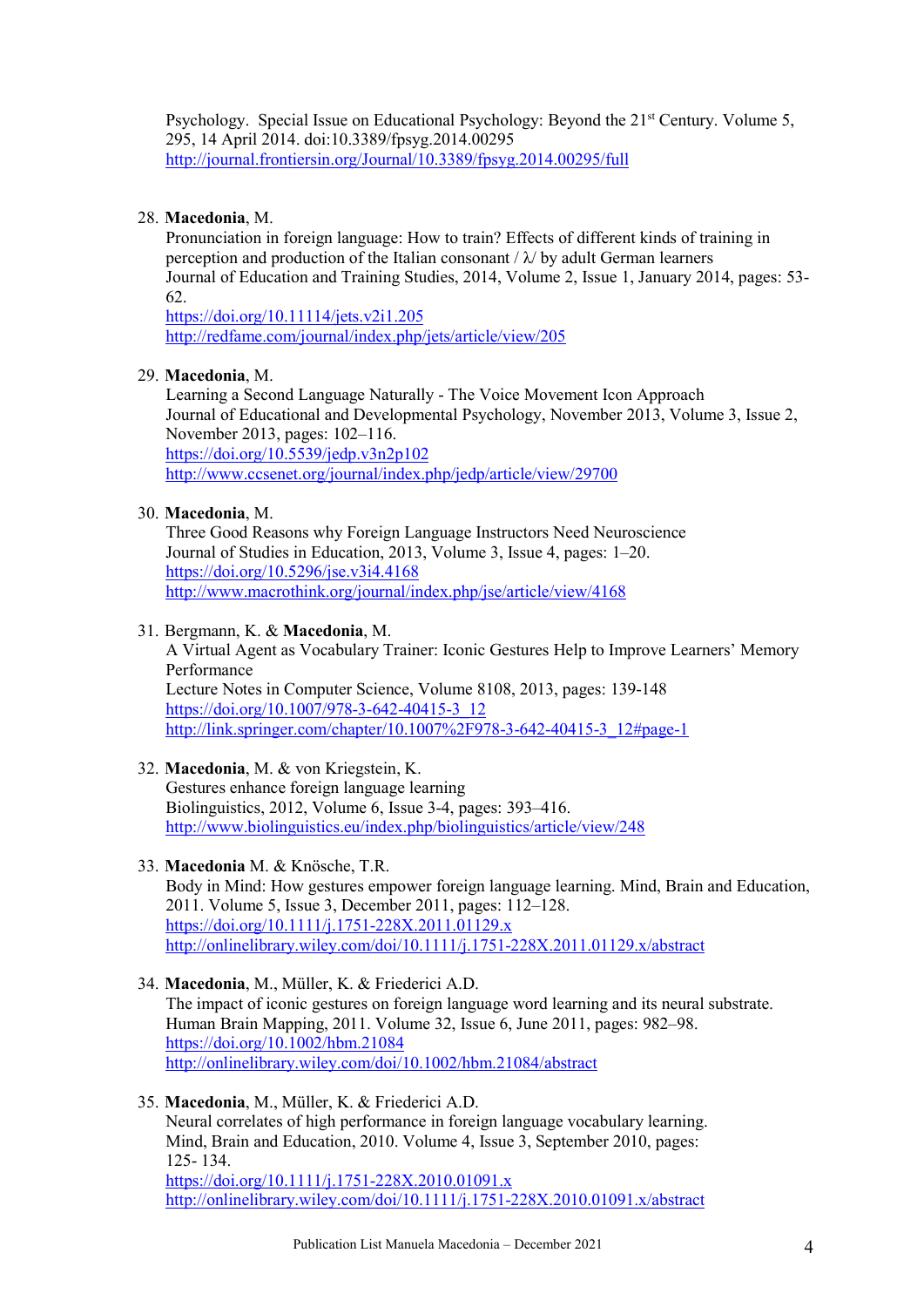Psychology. Special Issue on Educational Psychology: Beyond the 21st Century. Volume 5, 295, 14 April 2014. doi:10.3389/fpsyg.2014.00295
http://journal.frontiersin.org/Journal/10.3389/fpsyg.2014.00295/full

28. **Macedonia**, M.
Pronunciation in foreign language: How to train? Effects of different kinds of training in perception and production of the Italian consonant / λ/ by adult German learners
Journal of Education and Training Studies, 2014, Volume 2, Issue 1, January 2014, pages: 53-62.
https://doi.org/10.11114/jets.v2i1.205
http://redfame.com/journal/index.php/jets/article/view/205

29. **Macedonia**, M.
Learning a Second Language Naturally - The Voice Movement Icon Approach
Journal of Educational and Developmental Psychology, November 2013, Volume 3, Issue 2, November 2013, pages: 102–116.
https://doi.org/10.5539/jedp.v3n2p102
http://www.ccsenet.org/journal/index.php/jedp/article/view/29700

30. **Macedonia**, M.
Three Good Reasons why Foreign Language Instructors Need Neuroscience
Journal of Studies in Education, 2013, Volume 3, Issue 4, pages: 1–20.
https://doi.org/10.5296/jse.v3i4.4168
http://www.macrothink.org/journal/index.php/jse/article/view/4168

31. Bergmann, K. & **Macedonia**, M.
A Virtual Agent as Vocabulary Trainer: Iconic Gestures Help to Improve Learners' Memory Performance
Lecture Notes in Computer Science, Volume 8108, 2013, pages: 139-148
https://doi.org/10.1007/978-3-642-40415-3_12
http://link.springer.com/chapter/10.1007%2F978-3-642-40415-3_12#page-1

32. **Macedonia**, M. & von Kriegstein, K.
Gestures enhance foreign language learning
Biolinguistics, 2012, Volume 6, Issue 3-4, pages: 393–416.
http://www.biolinguistics.eu/index.php/biolinguistics/article/view/248

33. **Macedonia** M. & Knösche, T.R.
Body in Mind: How gestures empower foreign language learning. Mind, Brain and Education, 2011. Volume 5, Issue 3, December 2011, pages: 112–128.
https://doi.org/10.1111/j.1751-228X.2011.01129.x
http://onlinelibrary.wiley.com/doi/10.1111/j.1751-228X.2011.01129.x/abstract

34. **Macedonia**, M., Müller, K. & Friederici A.D.
The impact of iconic gestures on foreign language word learning and its neural substrate. Human Brain Mapping, 2011. Volume 32, Issue 6, June 2011, pages: 982–98.
https://doi.org/10.1002/hbm.21084
http://onlinelibrary.wiley.com/doi/10.1002/hbm.21084/abstract

35. **Macedonia**, M., Müller, K. & Friederici A.D.
Neural correlates of high performance in foreign language vocabulary learning. Mind, Brain and Education, 2010. Volume 4, Issue 3, September 2010, pages: 125- 134.
https://doi.org/10.1111/j.1751-228X.2010.01091.x
http://onlinelibrary.wiley.com/doi/10.1111/j.1751-228X.2010.01091.x/abstract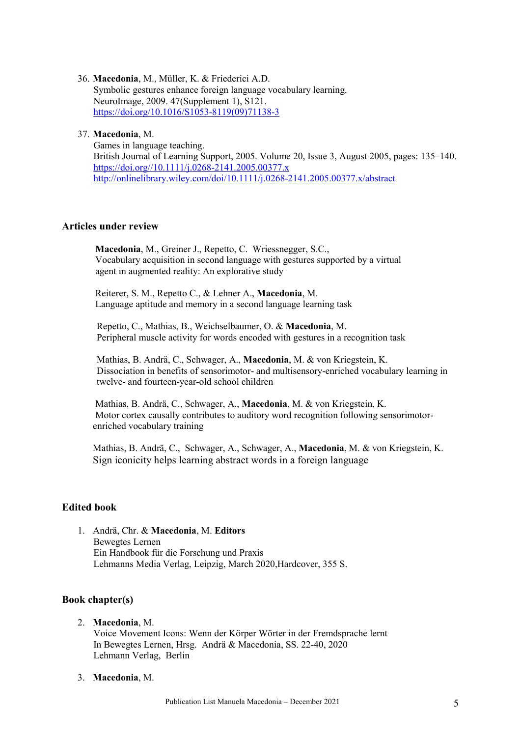36. **Macedonia**, M., Müller, K. & Friederici A.D.
    Symbolic gestures enhance foreign language vocabulary learning.
    NeuroImage, 2009. 47(Supplement 1), S121.
    https://doi.org/10.1016/S1053-8119(09)71138-3

37. **Macedonia**, M.
    Games in language teaching.
    British Journal of Learning Support, 2005. Volume 20, Issue 3, August 2005, pages: 135–140.
    https://doi.org//10.1111/j.0268-2141.2005.00377.x
    http://onlinelibrary.wiley.com/doi/10.1111/j.0268-2141.2005.00377.x/abstract

## Articles under review

**Macedonia**, M., Greiner J., Repetto, C. Wriessnegger, S.C.,
Vocabulary acquisition in second language with gestures supported by a virtual agent in augmented reality: An explorative study

Reiterer, S. M., Repetto C., & Lehner A., **Macedonia**, M.
Language aptitude and memory in a second language learning task

Repetto, C., Mathias, B., Weichselbaumer, O. & **Macedonia**, M.
Peripheral muscle activity for words encoded with gestures in a recognition task

Mathias, B. Andrä, C., Schwager, A., **Macedonia**, M. & von Kriegstein, K.
Dissociation in benefits of sensorimotor- and multisensory-enriched vocabulary learning in twelve- and fourteen-year-old school children

Mathias, B. Andrä, C., Schwager, A., **Macedonia**, M. & von Kriegstein, K.
Motor cortex causally contributes to auditory word recognition following sensorimotor-enriched vocabulary training

Mathias, B. Andrä, C., Schwager, A., Schwager, A., **Macedonia**, M. & von Kriegstein, K.
Sign iconicity helps learning abstract words in a foreign language

## Edited book

1. Andrä, Chr. & **Macedonia**, M. **Editors**
   Bewegtes Lernen
   Ein Handbook für die Forschung und Praxis
   Lehmanns Media Verlag, Leipzig, March 2020,Hardcover, 355 S.

## Book chapter(s)

2. **Macedonia**, M.
   Voice Movement Icons: Wenn der Körper Wörter in der Fremdsprache lernt
   In Bewegtes Lernen, Hrsg. Andrä & Macedonia, SS. 22-40, 2020
   Lehmann Verlag, Berlin

3. **Macedonia**, M.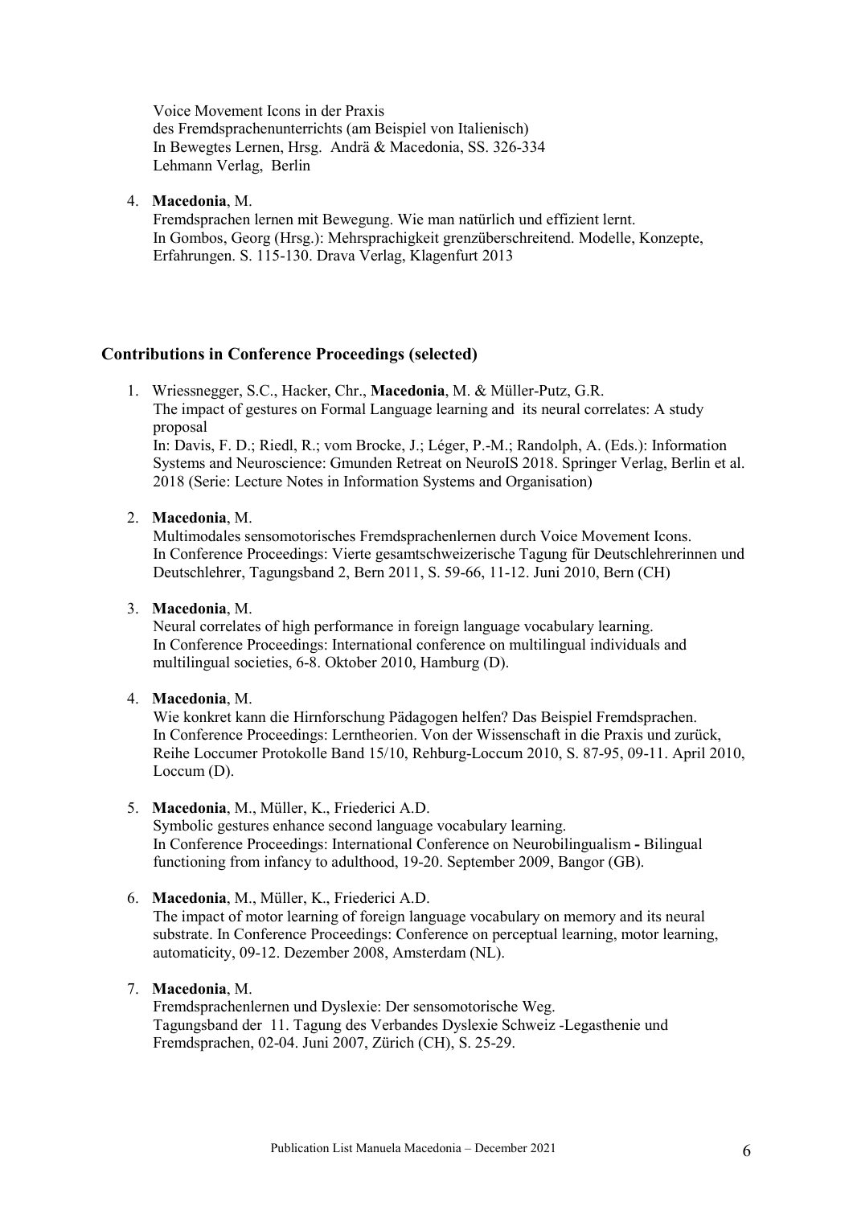Voice Movement Icons in der Praxis
des Fremdsprachenunterrichts (am Beispiel von Italienisch)
In Bewegtes Lernen, Hrsg. Andrä & Macedonia, SS. 326-334
Lehmann Verlag, Berlin

4. **Macedonia**, M.
   Fremdsprachen lernen mit Bewegung. Wie man natürlich und effizient lernt.
   In Gombos, Georg (Hrsg.): Mehrsprachigkeit grenzüberschreitend. Modelle, Konzepte, Erfahrungen. S. 115-130. Drava Verlag, Klagenfurt 2013

### Contributions in Conference Proceedings (selected)

1. Wriessnegger, S.C., Hacker, Chr., **Macedonia**, M. & Müller-Putz, G.R.
   The impact of gestures on Formal Language learning and its neural correlates: A study proposal
   In: Davis, F. D.; Riedl, R.; vom Brocke, J.; Léger, P.-M.; Randolph, A. (Eds.): Information Systems and Neuroscience: Gmunden Retreat on NeuroIS 2018. Springer Verlag, Berlin et al. 2018 (Serie: Lecture Notes in Information Systems and Organisation)

2. **Macedonia**, M.
   Multimodales sensomotorisches Fremdsprachenlernen durch Voice Movement Icons.
   In Conference Proceedings: Vierte gesamtschweizerische Tagung für Deutschlehrerinnen und Deutschlehrer, Tagungsband 2, Bern 2011, S. 59-66, 11-12. Juni 2010, Bern (CH)

3. **Macedonia**, M.
   Neural correlates of high performance in foreign language vocabulary learning.
   In Conference Proceedings: International conference on multilingual individuals and multilingual societies, 6-8. Oktober 2010, Hamburg (D).

4. **Macedonia**, M.
   Wie konkret kann die Hirnforschung Pädagogen helfen? Das Beispiel Fremdsprachen.
   In Conference Proceedings: Lerntheorien. Von der Wissenschaft in die Praxis und zurück, Reihe Loccumer Protokolle Band 15/10, Rehburg-Loccum 2010, S. 87-95, 09-11. April 2010, Loccum (D).

5. **Macedonia**, M., Müller, K., Friederici A.D.
   Symbolic gestures enhance second language vocabulary learning.
   In Conference Proceedings: International Conference on Neurobilingualism **-** Bilingual functioning from infancy to adulthood, 19-20. September 2009, Bangor (GB).

6. **Macedonia**, M., Müller, K., Friederici A.D.
   The impact of motor learning of foreign language vocabulary on memory and its neural substrate. In Conference Proceedings: Conference on perceptual learning, motor learning, automaticity, 09-12. Dezember 2008, Amsterdam (NL).

7. **Macedonia**, M.
   Fremdsprachenlernen und Dyslexie: Der sensomotorische Weg.
   Tagungsband der 11. Tagung des Verbandes Dyslexie Schweiz -Legasthenie und Fremdsprachen, 02-04. Juni 2007, Zürich (CH), S. 25-29.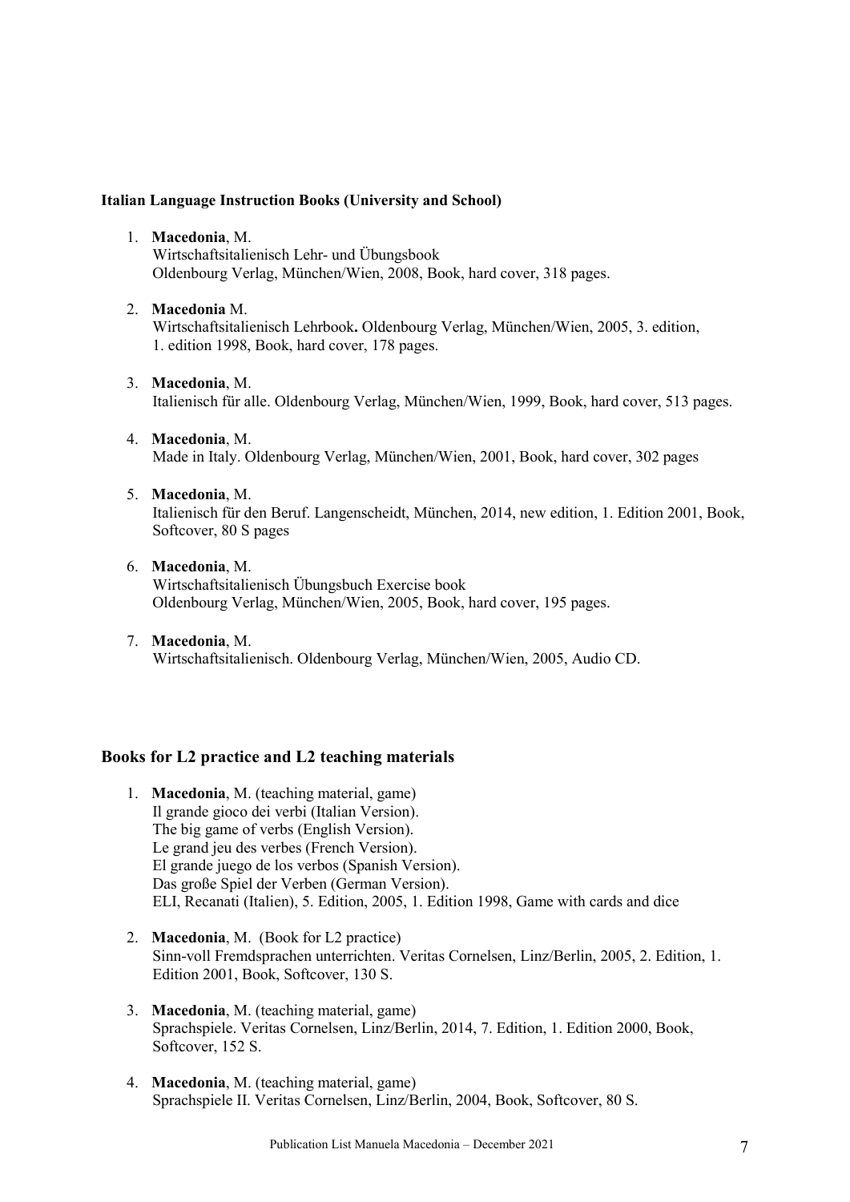### Italian Language Instruction Books (University and School)

1. **Macedonia**, M.
   Wirtschaftsitalienisch Lehr- und Übungsbook
   Oldenbourg Verlag, München/Wien, 2008, Book, hard cover, 318 pages.

2. **Macedonia** M.
   Wirtschaftsitalienisch Lehrbook**.** Oldenbourg Verlag, München/Wien, 2005, 3. edition, 1. edition 1998, Book, hard cover, 178 pages.

3. **Macedonia**, M.
   Italienisch für alle. Oldenbourg Verlag, München/Wien, 1999, Book, hard cover, 513 pages.

4. **Macedonia**, M.
   Made in Italy. Oldenbourg Verlag, München/Wien, 2001, Book, hard cover, 302 pages

5. **Macedonia**, M.
   Italienisch für den Beruf. Langenscheidt, München, 2014, new edition, 1. Edition 2001, Book, Softcover, 80 S pages

6. **Macedonia**, M.
   Wirtschaftsitalienisch Übungsbuch Exercise book
   Oldenbourg Verlag, München/Wien, 2005, Book, hard cover, 195 pages.

7. **Macedonia**, M.
   Wirtschaftsitalienisch. Oldenbourg Verlag, München/Wien, 2005, Audio CD.

## Books for L2 practice and L2 teaching materials

1. **Macedonia**, M. (teaching material, game)
   Il grande gioco dei verbi (Italian Version).
   The big game of verbs (English Version).
   Le grand jeu des verbes (French Version).
   El grande juego de los verbos (Spanish Version).
   Das große Spiel der Verben (German Version).
   ELI, Recanati (Italien), 5. Edition, 2005, 1. Edition 1998, Game with cards and dice

2. **Macedonia**, M. (Book for L2 practice)
   Sinn-voll Fremdsprachen unterrichten. Veritas Cornelsen, Linz/Berlin, 2005, 2. Edition, 1. Edition 2001, Book, Softcover, 130 S.

3. **Macedonia**, M. (teaching material, game)
   Sprachspiele. Veritas Cornelsen, Linz/Berlin, 2014, 7. Edition, 1. Edition 2000, Book, Softcover, 152 S.

4. **Macedonia**, M. (teaching material, game)
   Sprachspiele II. Veritas Cornelsen, Linz/Berlin, 2004, Book, Softcover, 80 S.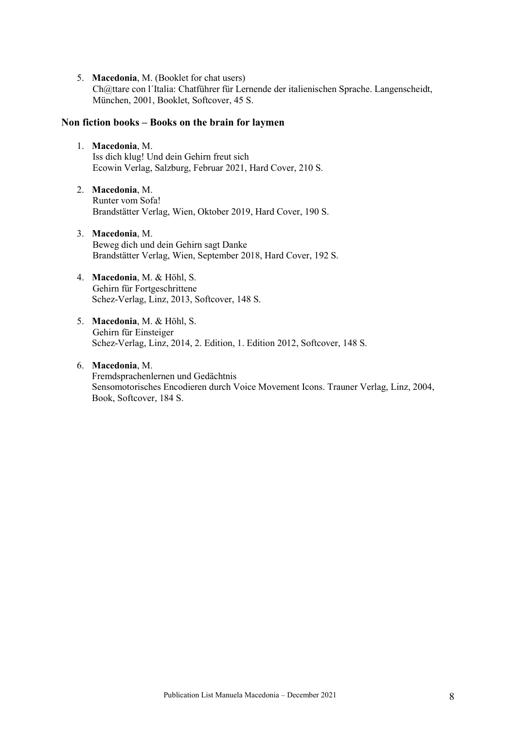5. **Macedonia**, M. (Booklet for chat users)
   Ch@ttare con l´Italia: Chatführer für Lernende der italienischen Sprache. Langenscheidt, München, 2001, Booklet, Softcover, 45 S.

### Non fiction books – Books on the brain for laymen

1. **Macedonia**, M.
   Iss dich klug! Und dein Gehirn freut sich
   Ecowin Verlag, Salzburg, Februar 2021, Hard Cover, 210 S.

2. **Macedonia**, M.
   Runter vom Sofa!
   Brandstätter Verlag, Wien, Oktober 2019, Hard Cover, 190 S.

3. **Macedonia**, M.
   Beweg dich und dein Gehirn sagt Danke
   Brandstätter Verlag, Wien, September 2018, Hard Cover, 192 S.

4. **Macedonia**, M. & Höhl, S.
   Gehirn für Fortgeschrittene
   Schez-Verlag, Linz, 2013, Softcover, 148 S.

5. **Macedonia**, M. & Höhl, S.
   Gehirn für Einsteiger
   Schez-Verlag, Linz, 2014, 2. Edition, 1. Edition 2012, Softcover, 148 S.

6. **Macedonia**, M.
   Fremdsprachenlernen und Gedächtnis
   Sensomotorisches Encodieren durch Voice Movement Icons. Trauner Verlag, Linz, 2004, Book, Softcover, 184 S.